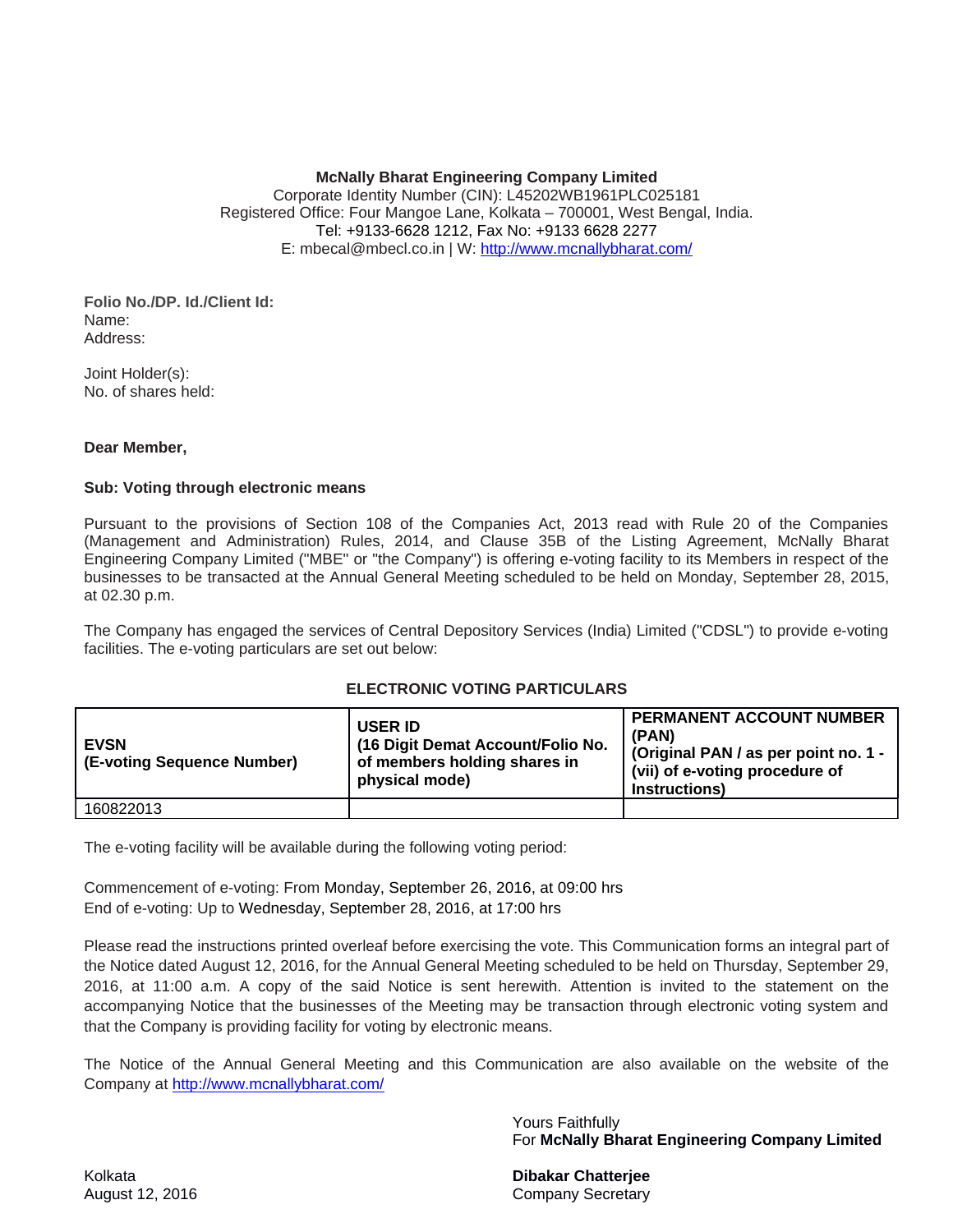**McNally Bharat Engineering Company Limited**
Corporate Identity Number (CIN): L45202WB1961PLC025181
Registered Office: Four Mangoe Lane, Kolkata – 700001, West Bengal, India.
Tel: +9133-6628 1212, Fax No: +9133 6628 2277
E: mbecal@mbecl.co.in | W: http://www.mcnallybharat.com/

**Folio No./DP. Id./Client Id:**
Name:
Address:

Joint Holder(s):
No. of shares held:

**Dear Member,**

**Sub: Voting through electronic means**

Pursuant to the provisions of Section 108 of the Companies Act, 2013 read with Rule 20 of the Companies (Management and Administration) Rules, 2014, and Clause 35B of the Listing Agreement, McNally Bharat Engineering Company Limited ("MBE" or "the Company") is offering e-voting facility to its Members in respect of the businesses to be transacted at the Annual General Meeting scheduled to be held on Monday, September 28, 2015, at 02.30 p.m.

The Company has engaged the services of Central Depository Services (India) Limited ("CDSL") to provide e-voting facilities. The e-voting particulars are set out below:

**ELECTRONIC VOTING PARTICULARS**

| **EVSN (E-voting Sequence Number)** | **USER ID (16 Digit Demat Account/Folio No. of members holding shares in physical mode)** | **PERMANENT ACCOUNT NUMBER (PAN) (Original PAN / as per point no. 1 - (vii) of e-voting procedure of Instructions)** |
|---|---|---|
| 160822013 | | |

The e-voting facility will be available during the following voting period:

Commencement of e-voting: From Monday, September 26, 2016, at 09:00 hrs
End of e-voting: Up to Wednesday, September 28, 2016, at 17:00 hrs

Please read the instructions printed overleaf before exercising the vote. This Communication forms an integral part of the Notice dated August 12, 2016, for the Annual General Meeting scheduled to be held on Thursday, September 29, 2016, at 11:00 a.m. A copy of the said Notice is sent herewith. Attention is invited to the statement on the accompanying Notice that the businesses of the Meeting may be transaction through electronic voting system and that the Company is providing facility for voting by electronic means.

The Notice of the Annual General Meeting and this Communication are also available on the website of the Company at http://www.mcnallybharat.com/

Yours Faithfully
For **McNally Bharat Engineering Company Limited**

**Dibakar Chatterjee**
Company Secretary

Kolkata
August 12, 2016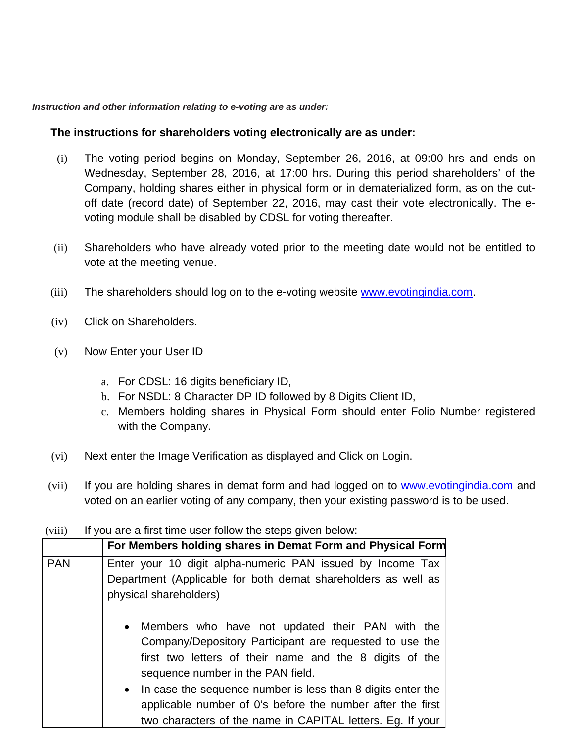***Instruction and other information relating to e-voting are as under:***

**The instructions for shareholders voting electronically are as under:**

(i) The voting period begins on Monday, September 26, 2016, at 09:00 hrs and ends on Wednesday, September 28, 2016, at 17:00 hrs. During this period shareholders' of the Company, holding shares either in physical form or in dematerialized form, as on the cut-off date (record date) of September 22, 2016, may cast their vote electronically. The e-voting module shall be disabled by CDSL for voting thereafter.

(ii) Shareholders who have already voted prior to the meeting date would not be entitled to vote at the meeting venue.

(iii) The shareholders should log on to the e-voting website www.evotingindia.com.

(iv) Click on Shareholders.

(v) Now Enter your User ID

   a. For CDSL: 16 digits beneficiary ID,
   b. For NSDL: 8 Character DP ID followed by 8 Digits Client ID,
   c. Members holding shares in Physical Form should enter Folio Number registered with the Company.

(vi) Next enter the Image Verification as displayed and Click on Login.

(vii) If you are holding shares in demat form and had logged on to www.evotingindia.com and voted on an earlier voting of any company, then your existing password is to be used.

(viii) If you are a first time user follow the steps given below:

| | For Members holding shares in Demat Form and Physical Form |
|---|---|
| PAN | Enter your 10 digit alpha-numeric PAN issued by Income Tax Department (Applicable for both demat shareholders as well as physical shareholders)<br><br>• Members who have not updated their PAN with the Company/Depository Participant are requested to use the first two letters of their name and the 8 digits of the sequence number in the PAN field.<br>• In case the sequence number is less than 8 digits enter the applicable number of 0's before the number after the first two characters of the name in CAPITAL letters. Eg. If your |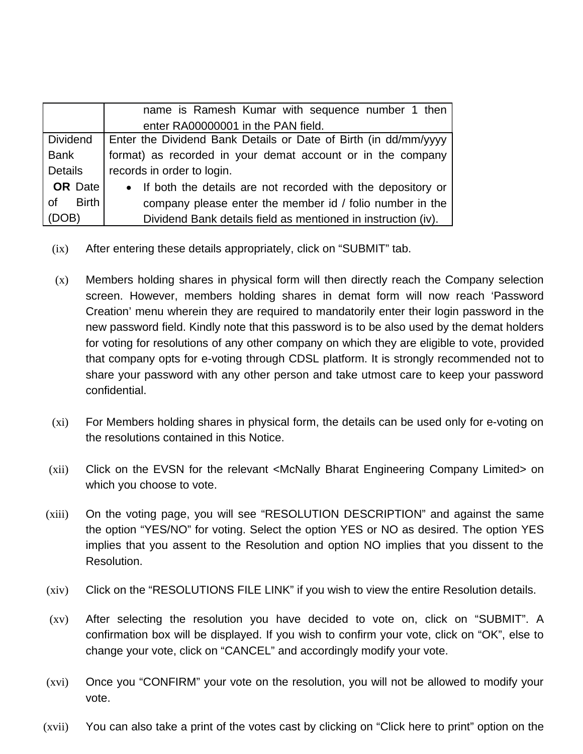| | |
|---|---|
| | name is Ramesh Kumar with sequence number 1 then enter RA00000001 in the PAN field. |
| Dividend Bank Details **OR** Date of Birth (DOB) | Enter the Dividend Bank Details or Date of Birth (in dd/mm/yyyy format) as recorded in your demat account or in the company records in order to login.<br>• If both the details are not recorded with the depository or company please enter the member id / folio number in the Dividend Bank details field as mentioned in instruction (iv). |

(ix) After entering these details appropriately, click on "SUBMIT" tab.

(x) Members holding shares in physical form will then directly reach the Company selection screen. However, members holding shares in demat form will now reach 'Password Creation' menu wherein they are required to mandatorily enter their login password in the new password field. Kindly note that this password is to be also used by the demat holders for voting for resolutions of any other company on which they are eligible to vote, provided that company opts for e-voting through CDSL platform. It is strongly recommended not to share your password with any other person and take utmost care to keep your password confidential.

(xi) For Members holding shares in physical form, the details can be used only for e-voting on the resolutions contained in this Notice.

(xii) Click on the EVSN for the relevant <McNally Bharat Engineering Company Limited> on which you choose to vote.

(xiii) On the voting page, you will see "RESOLUTION DESCRIPTION" and against the same the option "YES/NO" for voting. Select the option YES or NO as desired. The option YES implies that you assent to the Resolution and option NO implies that you dissent to the Resolution.

(xiv) Click on the "RESOLUTIONS FILE LINK" if you wish to view the entire Resolution details.

(xv) After selecting the resolution you have decided to vote on, click on "SUBMIT". A confirmation box will be displayed. If you wish to confirm your vote, click on "OK", else to change your vote, click on "CANCEL" and accordingly modify your vote.

(xvi) Once you "CONFIRM" your vote on the resolution, you will not be allowed to modify your vote.

(xvii) You can also take a print of the votes cast by clicking on "Click here to print" option on the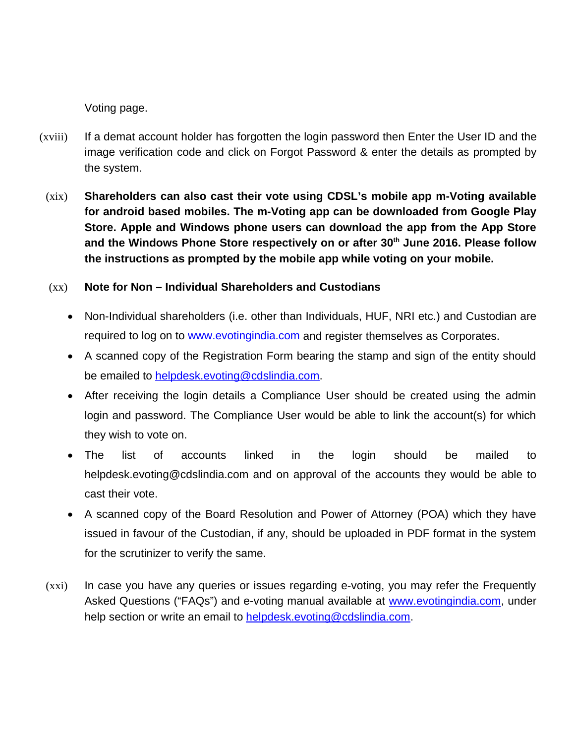Voting page.

(xviii) If a demat account holder has forgotten the login password then Enter the User ID and the image verification code and click on Forgot Password & enter the details as prompted by the system.

(xix) **Shareholders can also cast their vote using CDSL's mobile app m-Voting available for android based mobiles. The m-Voting app can be downloaded from Google Play Store. Apple and Windows phone users can download the app from the App Store and the Windows Phone Store respectively on or after 30th June 2016. Please follow the instructions as prompted by the mobile app while voting on your mobile.**

(xx) **Note for Non – Individual Shareholders and Custodians**

- Non-Individual shareholders (i.e. other than Individuals, HUF, NRI etc.) and Custodian are required to log on to www.evotingindia.com and register themselves as Corporates.
- A scanned copy of the Registration Form bearing the stamp and sign of the entity should be emailed to helpdesk.evoting@cdslindia.com.
- After receiving the login details a Compliance User should be created using the admin login and password. The Compliance User would be able to link the account(s) for which they wish to vote on.
- The list of accounts linked in the login should be mailed to helpdesk.evoting@cdslindia.com and on approval of the accounts they would be able to cast their vote.
- A scanned copy of the Board Resolution and Power of Attorney (POA) which they have issued in favour of the Custodian, if any, should be uploaded in PDF format in the system for the scrutinizer to verify the same.

(xxi) In case you have any queries or issues regarding e-voting, you may refer the Frequently Asked Questions ("FAQs") and e-voting manual available at www.evotingindia.com, under help section or write an email to helpdesk.evoting@cdslindia.com.